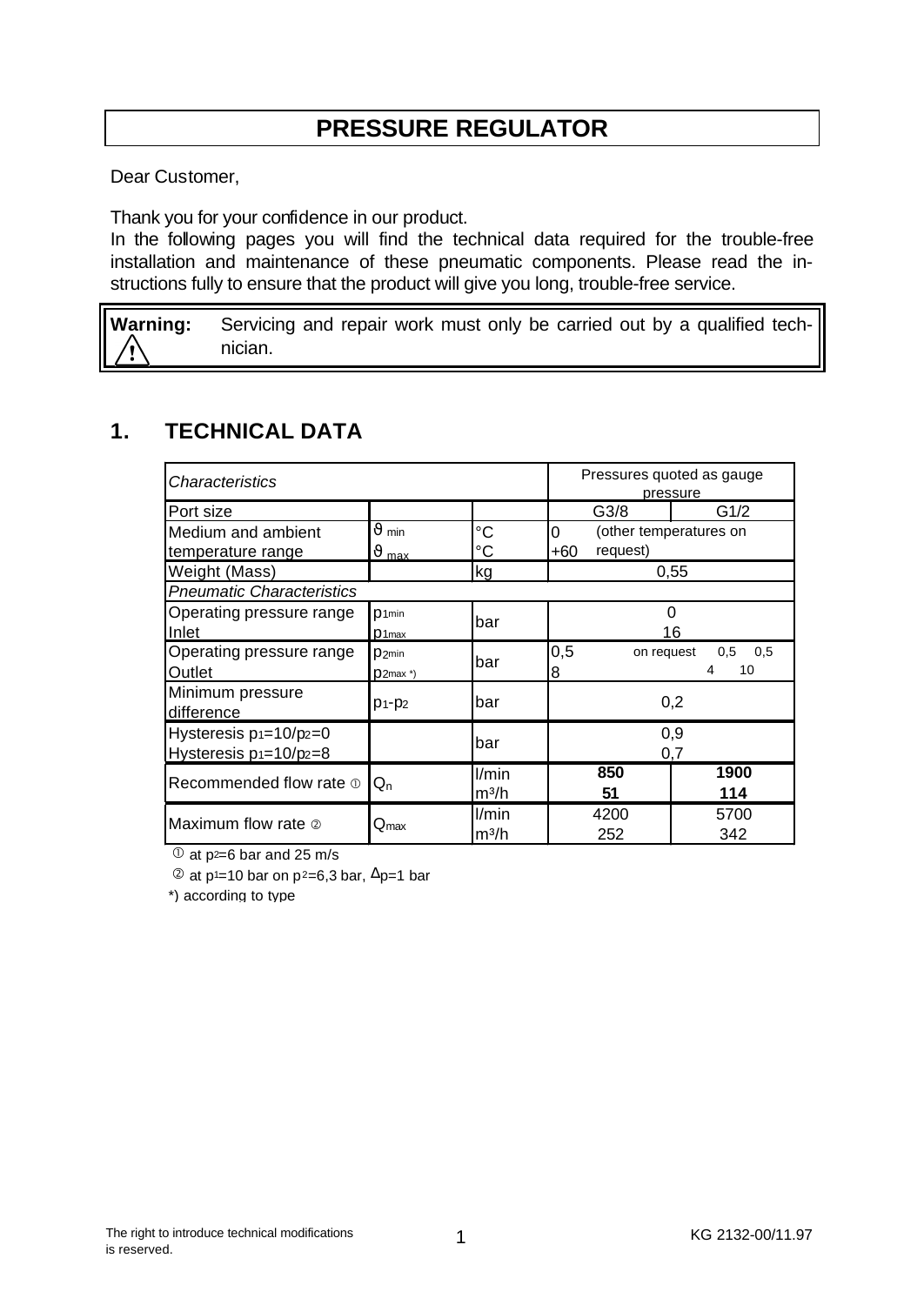# PRESSURE REGULATOR

Dear Customer,

Thank you for your confidence in our product.
In the following pages you will find the technical data required for the trouble-free installation and maintenance of these pneumatic components. Please read the instructions fully to ensure that the product will give you long, trouble-free service.

> **Warning:** ⚠ Servicing and repair work must only be carried out by a qualified technician.

## 1. TECHNICAL DATA

| *Characteristics* | | | Pressures quoted as gauge pressure | |
|---|---|---|---|---|
| Port size | | | G3/8 | G1/2 |
| Medium and ambient temperature range | $\vartheta_{min}$<br>$\vartheta_{max}$ | °C<br>°C | 0<br>+60 (other temperatures on request) | |
| Weight (Mass) | | kg | 0,55 | |
| *Pneumatic Characteristics* | | | | |
| Operating pressure range Inlet | $p_{1min}$<br>$p_{1max}$ | bar | 0<br>16 | |
| Operating pressure range Outlet | $p_{2min}$<br>$p_{2max}$ *) | bar | 0,5<br>8 | on request 0,5 0,5<br>4 10 |
| Minimum pressure difference | $p_1$-$p_2$ | bar | 0,2 | |
| Hysteresis $p_1$=10/$p_2$=0<br>Hysteresis $p_1$=10/$p_2$=8 | | bar | 0,9<br>0,7 | |
| Recommended flow rate ① | $Q_n$ | l/min<br>m³/h | **850**<br>**51** | **1900**<br>**114** |
| Maximum flow rate ② | $Q_{max}$ | l/min<br>m³/h | 4200<br>252 | 5700<br>342 |

① at $p_2$=6 bar and 25 m/s

② at $p_1$=10 bar on $p_2$=6,3 bar, $\Delta p$=1 bar

*) according to type

The right to introduce technical modifications is reserved.

KG 2132-00/11.97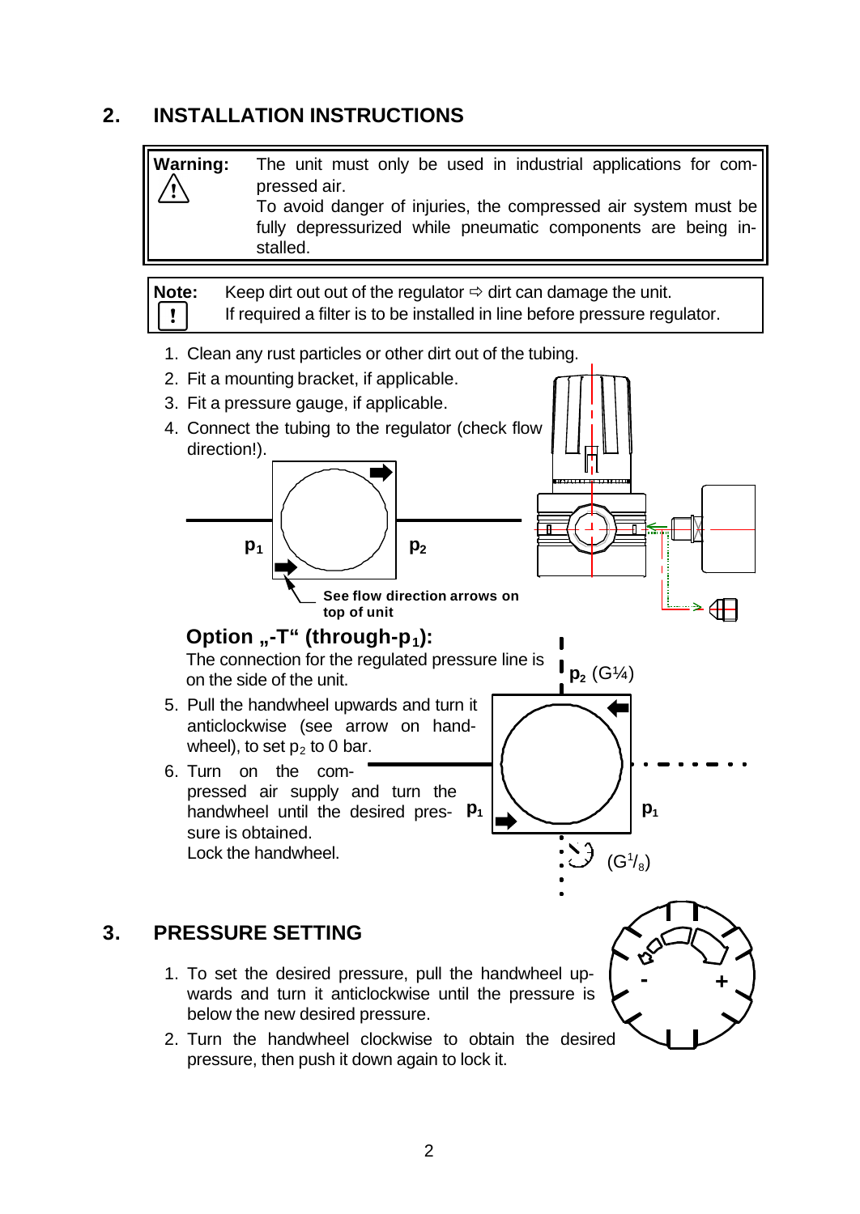## 2. INSTALLATION INSTRUCTIONS

**Warning:** The unit must only be used in industrial applications for compressed air.
To avoid danger of injuries, the compressed air system must be fully depressurized while pneumatic components are being installed.

**Note:** Keep dirt out out of the regulator ⇨ dirt can damage the unit.
If required a filter is to be installed in line before pressure regulator.

1. Clean any rust particles or other dirt out of the tubing.
2. Fit a mounting bracket, if applicable.
3. Fit a pressure gauge, if applicable.
4. Connect the tubing to the regulator (check flow direction!).

$p_1$ $p_2$

See flow direction arrows on top of unit

### Option „-T“ (through-$p_1$):

The connection for the regulated pressure line is on the side of the unit.

$p_2$ (G¼)

$p_1$ $p_1$

($G^1/_8$)

5. Pull the handwheel upwards and turn it anticlockwise (see arrow on handwheel), to set $p_2$ to 0 bar.
6. Turn on the compressed air supply and turn the handwheel until the desired pressure is obtained.
   Lock the handwheel.

## 3. PRESSURE SETTING

1. To set the desired pressure, pull the handwheel upwards and turn it anticlockwise until the pressure is below the new desired pressure.
2. Turn the handwheel clockwise to obtain the desired pressure, then push it down again to lock it.

\- +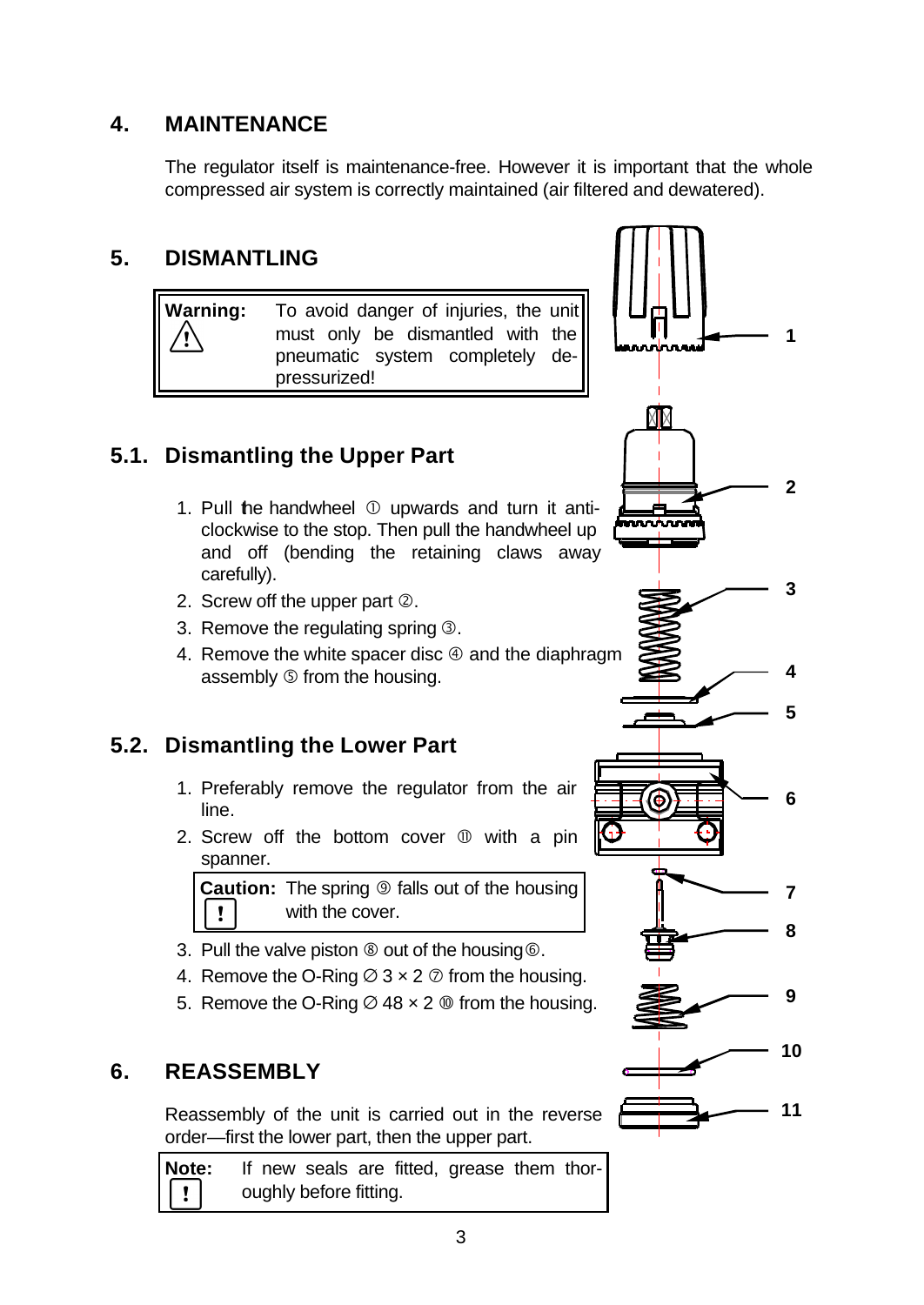## 4. MAINTENANCE

The regulator itself is maintenance-free. However it is important that the whole compressed air system is correctly maintained (air filtered and dewatered).

## 5. DISMANTLING

> **Warning:** ⚠ To avoid danger of injuries, the unit must only be dismantled with the pneumatic system completely de-pressurized!

### 5.1. Dismantling the Upper Part

1. Pull the handwheel ① upwards and turn it anti-clockwise to the stop. Then pull the handwheel up and off (bending the retaining claws away carefully).
2. Screw off the upper part ②.
3. Remove the regulating spring ③.
4. Remove the white spacer disc ④ and the diaphragm assembly ⑤ from the housing.

### 5.2. Dismantling the Lower Part

1. Preferably remove the regulator from the air line.
2. Screw off the bottom cover ⑪ with a pin spanner.

   > **Caution:** ! The spring ⑨ falls out of the housing with the cover.

3. Pull the valve piston ⑧ out of the housing ⑥.
4. Remove the O-Ring ∅ 3 × 2 ⑦ from the housing.
5. Remove the O-Ring ∅ 48 × 2 ⑩ from the housing.

## 6. REASSEMBLY

Reassembly of the unit is carried out in the reverse order—first the lower part, then the upper part.

> **Note:** ! If new seals are fitted, grease them thoroughly before fitting.

1
2
3
4
5
6
7
8
9
10
11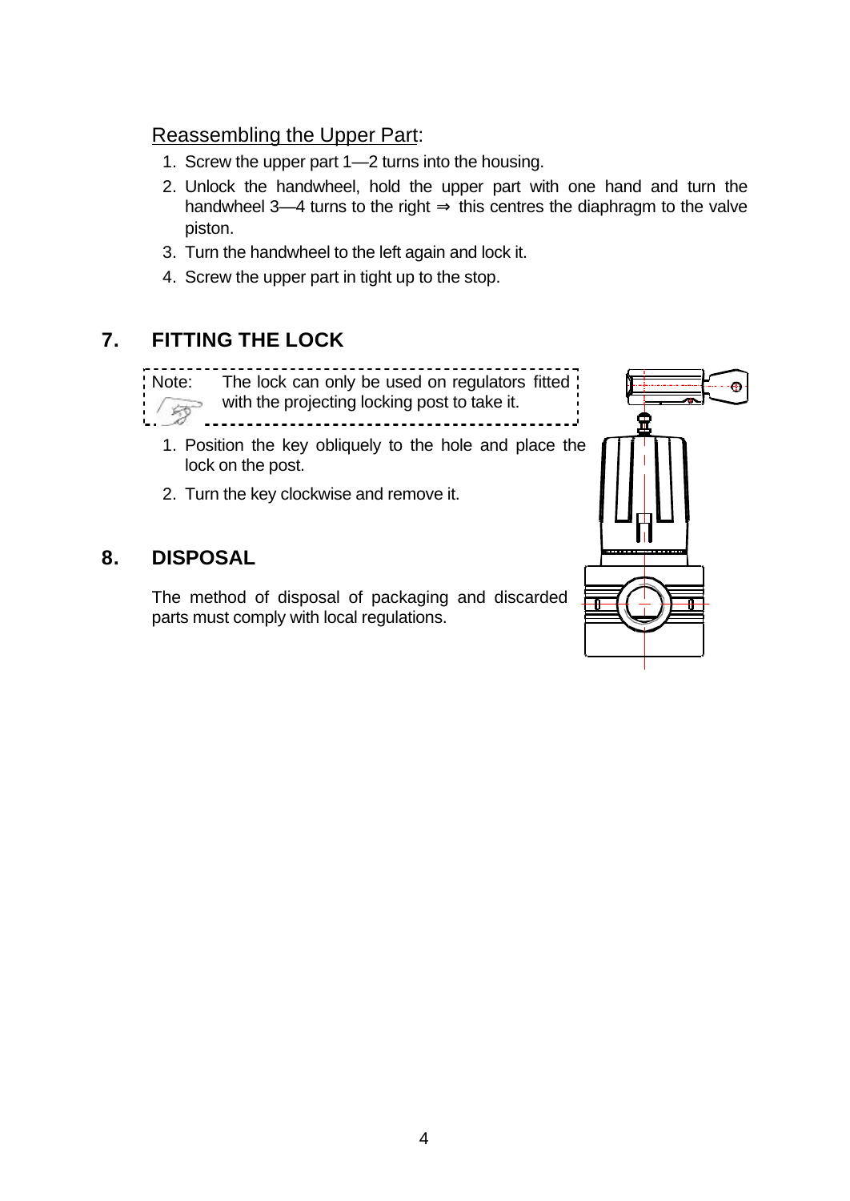Reassembling the Upper Part:

1. Screw the upper part 1—2 turns into the housing.
2. Unlock the handwheel, hold the upper part with one hand and turn the handwheel 3—4 turns to the right ⇒ this centres the diaphragm to the valve piston.
3. Turn the handwheel to the left again and lock it.
4. Screw the upper part in tight up to the stop.

## 7. FITTING THE LOCK

> Note: The lock can only be used on regulators fitted with the projecting locking post to take it.

1. Position the key obliquely to the hole and place the lock on the post.
2. Turn the key clockwise and remove it.

## 8. DISPOSAL

The method of disposal of packaging and discarded parts must comply with local regulations.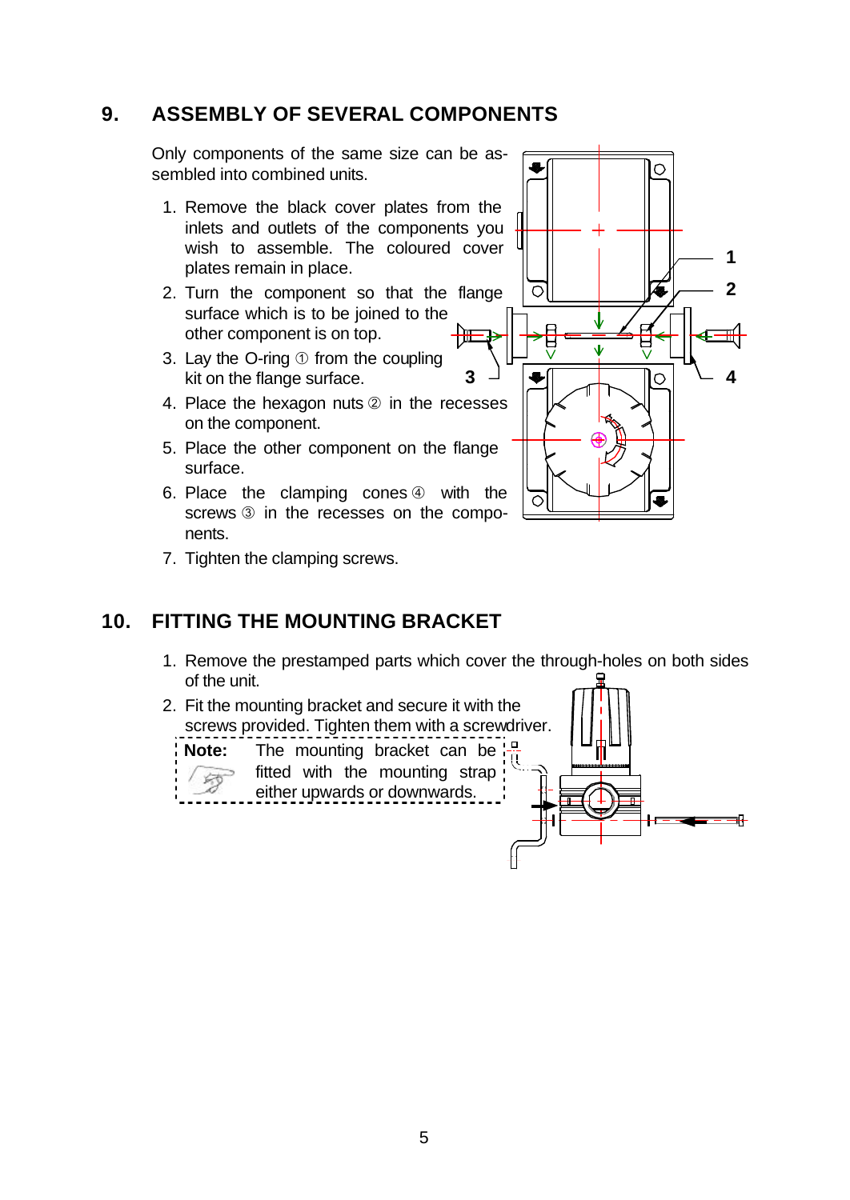## 9. ASSEMBLY OF SEVERAL COMPONENTS

Only components of the same size can be assembled into combined units.

1. Remove the black cover plates from the inlets and outlets of the components you wish to assemble. The coloured cover plates remain in place.
2. Turn the component so that the flange surface which is to be joined to the other component is on top.
3. Lay the O-ring ① from the coupling kit on the flange surface.
4. Place the hexagon nuts ② in the recesses on the component.
5. Place the other component on the flange surface.
6. Place the clamping cones ④ with the screws ③ in the recesses on the components.
7. Tighten the clamping screws.

1

2

3

4

## 10. FITTING THE MOUNTING BRACKET

1. Remove the prestamped parts which cover the through-holes on both sides of the unit.
2. Fit the mounting bracket and secure it with the screws provided. Tighten them with a screwdriver.

**Note:** The mounting bracket can be fitted with the mounting strap either upwards or downwards.